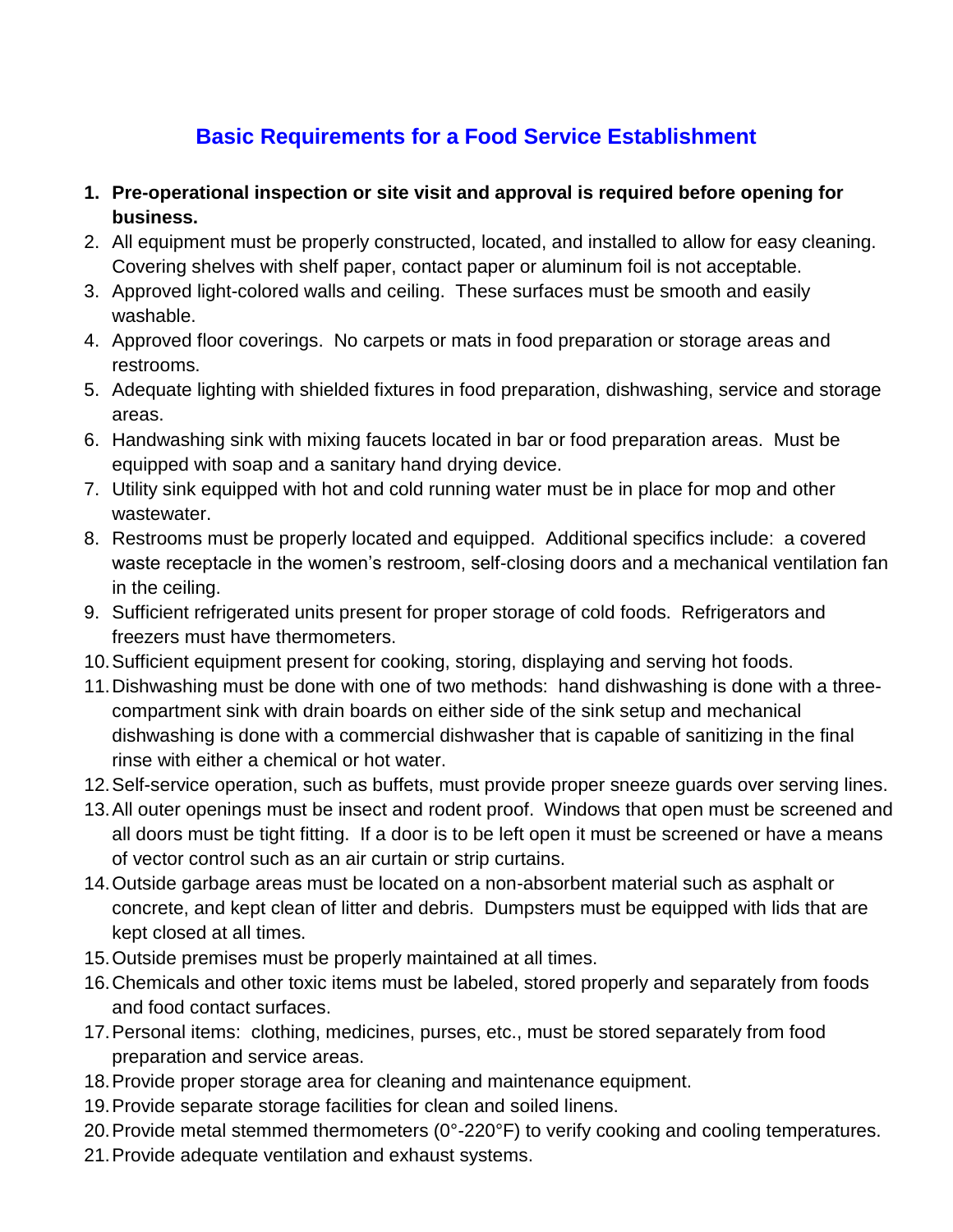# Basic Requirements for a Food Service Establishment

1. **Pre-operational inspection or site visit and approval is required before opening for business.**
2. All equipment must be properly constructed, located, and installed to allow for easy cleaning. Covering shelves with shelf paper, contact paper or aluminum foil is not acceptable.
3. Approved light-colored walls and ceiling. These surfaces must be smooth and easily washable.
4. Approved floor coverings. No carpets or mats in food preparation or storage areas and restrooms.
5. Adequate lighting with shielded fixtures in food preparation, dishwashing, service and storage areas.
6. Handwashing sink with mixing faucets located in bar or food preparation areas. Must be equipped with soap and a sanitary hand drying device.
7. Utility sink equipped with hot and cold running water must be in place for mop and other wastewater.
8. Restrooms must be properly located and equipped. Additional specifics include: a covered waste receptacle in the women's restroom, self-closing doors and a mechanical ventilation fan in the ceiling.
9. Sufficient refrigerated units present for proper storage of cold foods. Refrigerators and freezers must have thermometers.
10. Sufficient equipment present for cooking, storing, displaying and serving hot foods.
11. Dishwashing must be done with one of two methods: hand dishwashing is done with a three-compartment sink with drain boards on either side of the sink setup and mechanical dishwashing is done with a commercial dishwasher that is capable of sanitizing in the final rinse with either a chemical or hot water.
12. Self-service operation, such as buffets, must provide proper sneeze guards over serving lines.
13. All outer openings must be insect and rodent proof. Windows that open must be screened and all doors must be tight fitting. If a door is to be left open it must be screened or have a means of vector control such as an air curtain or strip curtains.
14. Outside garbage areas must be located on a non-absorbent material such as asphalt or concrete, and kept clean of litter and debris. Dumpsters must be equipped with lids that are kept closed at all times.
15. Outside premises must be properly maintained at all times.
16. Chemicals and other toxic items must be labeled, stored properly and separately from foods and food contact surfaces.
17. Personal items: clothing, medicines, purses, etc., must be stored separately from food preparation and service areas.
18. Provide proper storage area for cleaning and maintenance equipment.
19. Provide separate storage facilities for clean and soiled linens.
20. Provide metal stemmed thermometers (0°-220°F) to verify cooking and cooling temperatures.
21. Provide adequate ventilation and exhaust systems.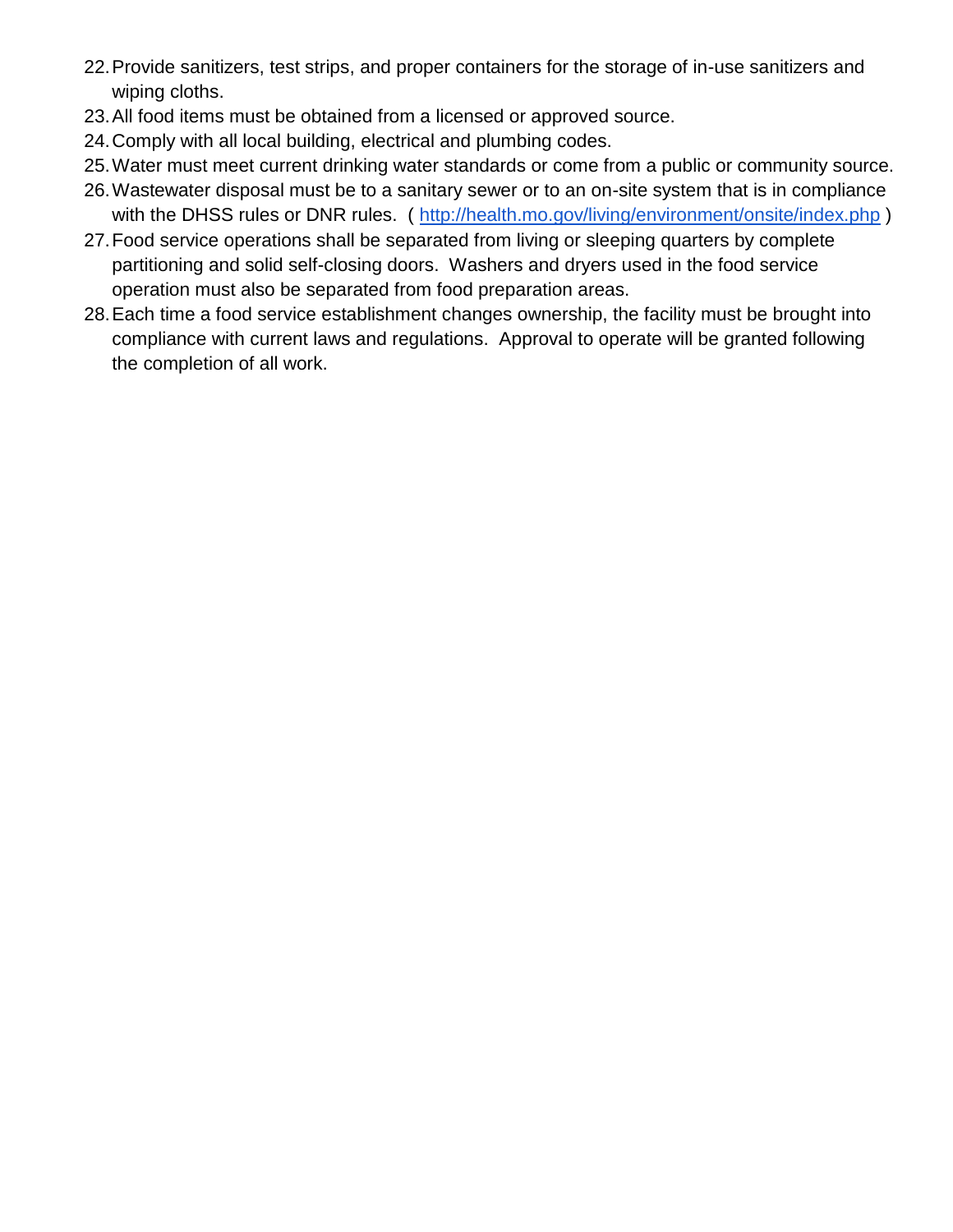22. Provide sanitizers, test strips, and proper containers for the storage of in-use sanitizers and wiping cloths.
23. All food items must be obtained from a licensed or approved source.
24. Comply with all local building, electrical and plumbing codes.
25. Water must meet current drinking water standards or come from a public or community source.
26. Wastewater disposal must be to a sanitary sewer or to an on-site system that is in compliance with the DHSS rules or DNR rules. ( http://health.mo.gov/living/environment/onsite/index.php )
27. Food service operations shall be separated from living or sleeping quarters by complete partitioning and solid self-closing doors. Washers and dryers used in the food service operation must also be separated from food preparation areas.
28. Each time a food service establishment changes ownership, the facility must be brought into compliance with current laws and regulations. Approval to operate will be granted following the completion of all work.